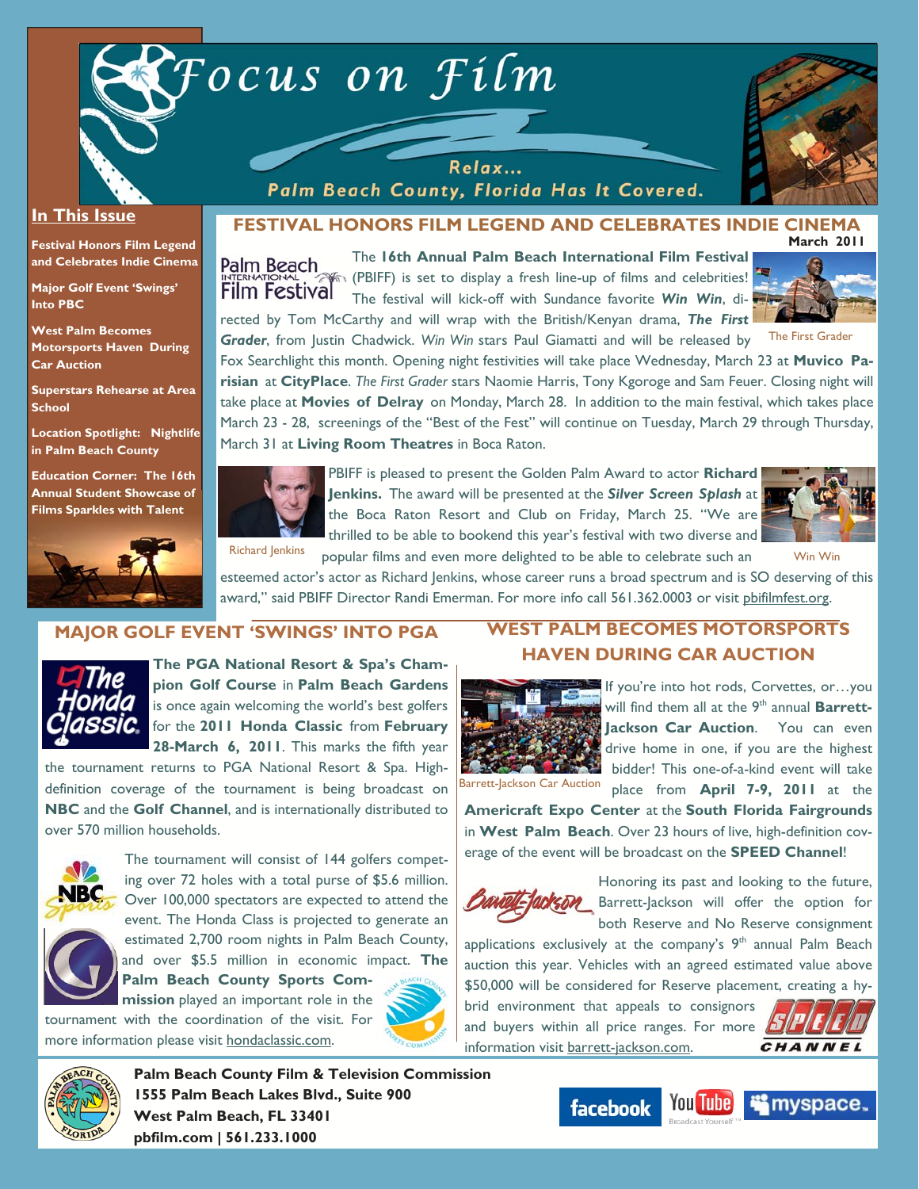# Focus on Film

Relax... Palm Beach County, Florida Has It Covered.

March 2011

## In This Issue

- Festival Honors Film Legend and Celebrates Indie Cinema
- Major Golf Event 'Swings' Into PBC
- West Palm Becomes Motorsports Haven During Car Auction
- Superstars Rehearse at Area School
- Location Spotlight: Nightlife in Palm Beach County
- Education Corner: The 16th Annual Student Showcase of Films Sparkles with Talent

## FESTIVAL HONORS FILM LEGEND AND CELEBRATES INDIE CINEMA

The **16th Annual Palm Beach International Film Festival** (PBIFF) is set to display a fresh line-up of films and celebrities! The festival will kick-off with Sundance favorite ***Win Win***, directed by Tom McCarthy and will wrap with the British/Kenyan drama, ***The First Grader***, from Justin Chadwick. *Win Win* stars Paul Giamatti and will be released by Fox Searchlight this month. Opening night festivities will take place Wednesday, March 23 at **Muvico Parisian** at **CityPlace**. *The First Grader* stars Naomie Harris, Tony Kgoroge and Sam Feuer. Closing night will take place at **Movies of Delray** on Monday, March 28. In addition to the main festival, which takes place March 23 - 28, screenings of the "Best of the Fest" will continue on Tuesday, March 29 through Thursday, March 31 at **Living Room Theatres** in Boca Raton.

The First Grader

PBIFF is pleased to present the Golden Palm Award to actor **Richard Jenkins.** The award will be presented at the ***Silver Screen Splash*** at the Boca Raton Resort and Club on Friday, March 25. "We are thrilled to be able to bookend this year's festival with two diverse and popular films and even more delighted to be able to celebrate such an esteemed actor's actor as Richard Jenkins, whose career runs a broad spectrum and is SO deserving of this award," said PBIFF Director Randi Emerman. For more info call 561.362.0003 or visit pbifilmfest.org.

Richard Jenkins

Win Win

## MAJOR GOLF EVENT 'SWINGS' INTO PGA

**The PGA National Resort & Spa's Champion Golf Course** in **Palm Beach Gardens** is once again welcoming the world's best golfers for the **2011 Honda Classic** from **February 28-March 6, 2011**. This marks the fifth year the tournament returns to PGA National Resort & Spa. High-definition coverage of the tournament is being broadcast on **NBC** and the **Golf Channel**, and is internationally distributed to over 570 million households.

The tournament will consist of 144 golfers competing over 72 holes with a total purse of $5.6 million. Over 100,000 spectators are expected to attend the event. The Honda Class is projected to generate an estimated 2,700 room nights in Palm Beach County, and over $5.5 million in economic impact. **The Palm Beach County Sports Commission** played an important role in the tournament with the coordination of the visit. For more information please visit hondaclassic.com.

## WEST PALM BECOMES MOTORSPORTS HAVEN DURING CAR AUCTION

If you're into hot rods, Corvettes, or…you will find them all at the 9th annual **Barrett-Jackson Car Auction**. You can even drive home in one, if you are the highest bidder! This one-of-a-kind event will take place from **April 7-9, 2011** at the **Americraft Expo Center** at the **South Florida Fairgrounds** in **West Palm Beach**. Over 23 hours of live, high-definition coverage of the event will be broadcast on the **SPEED Channel**!

Barrett-Jackson Car Auction

Honoring its past and looking to the future, Barrett-Jackson will offer the option for both Reserve and No Reserve consignment applications exclusively at the company's 9th annual Palm Beach auction this year. Vehicles with an agreed estimated value above $50,000 will be considered for Reserve placement, creating a hybrid environment that appeals to consignors and buyers within all price ranges. For more information visit barrett-jackson.com.

**Palm Beach County Film & Television Commission**
**1555 Palm Beach Lakes Blvd., Suite 900**
**West Palm Beach, FL 33401**
**pbfilm.com | 561.233.1000**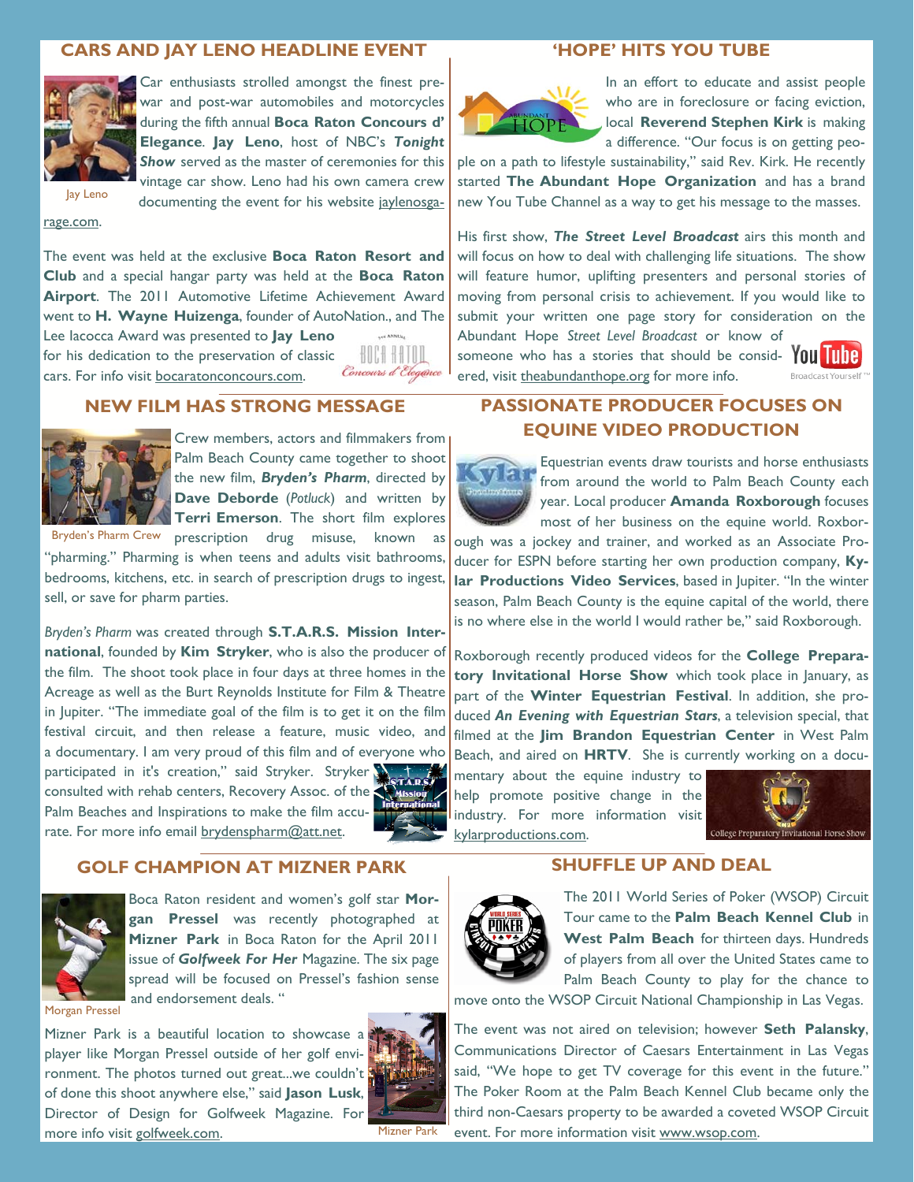## CARS AND JAY LENO HEADLINE EVENT

Jay Leno

Car enthusiasts strolled amongst the finest pre-war and post-war automobiles and motorcycles during the fifth annual **Boca Raton Concours d' Elegance**. **Jay Leno**, host of NBC's ***Tonight Show*** served as the master of ceremonies for this vintage car show. Leno had his own camera crew documenting the event for his website jaylenosgarage.com.

The event was held at the exclusive **Boca Raton Resort and Club** and a special hangar party was held at the **Boca Raton Airport**. The 2011 Automotive Lifetime Achievement Award went to **H. Wayne Huizenga**, founder of AutoNation., and The Lee Iacocca Award was presented to **Jay Leno** for his dedication to the preservation of classic cars. For info visit bocaratonconcours.com.

## NEW FILM HAS STRONG MESSAGE

Bryden's Pharm Crew

Crew members, actors and filmmakers from Palm Beach County came together to shoot the new film, ***Bryden's Pharm***, directed by **Dave Deborde** (*Potluck*) and written by **Terri Emerson**. The short film explores prescription drug misuse, known as "pharming." Pharming is when teens and adults visit bathrooms, bedrooms, kitchens, etc. in search of prescription drugs to ingest, sell, or save for pharm parties.

*Bryden's Pharm* was created through **S.T.A.R.S. Mission International**, founded by **Kim Stryker**, who is also the producer of the film. The shoot took place in four days at three homes in the Acreage as well as the Burt Reynolds Institute for Film & Theatre in Jupiter. "The immediate goal of the film is to get it on the film festival circuit, and then release a feature, music video, and a documentary. I am very proud of this film and of everyone who participated in it's creation," said Stryker. Stryker consulted with rehab centers, Recovery Assoc. of the Palm Beaches and Inspirations to make the film accurate. For more info email brydenspharm@att.net.

## GOLF CHAMPION AT MIZNER PARK

Morgan Pressel

Boca Raton resident and women's golf star **Morgan Pressel** was recently photographed at **Mizner Park** in Boca Raton for the April 2011 issue of ***Golfweek For Her*** Magazine. The six page spread will be focused on Pressel's fashion sense and endorsement deals. "

Mizner Park is a beautiful location to showcase a player like Morgan Pressel outside of her golf environment. The photos turned out great...we couldn't of done this shoot anywhere else," said **Jason Lusk**, Director of Design for Golfweek Magazine. For more info visit golfweek.com.

Mizner Park

## 'HOPE' HITS YOU TUBE

In an effort to educate and assist people who are in foreclosure or facing eviction, local **Reverend Stephen Kirk** is making a difference. "Our focus is on getting people on a path to lifestyle sustainability," said Rev. Kirk. He recently started **The Abundant Hope Organization** and has a brand new You Tube Channel as a way to get his message to the masses.

His first show, ***The Street Level Broadcast*** airs this month and will focus on how to deal with challenging life situations. The show will feature humor, uplifting presenters and personal stories of moving from personal crisis to achievement. If you would like to submit your written one page story for consideration on the Abundant Hope *Street Level Broadcast* or know of someone who has a stories that should be considered, visit theabundanthope.org for more info.

## PASSIONATE PRODUCER FOCUSES ON EQUINE VIDEO PRODUCTION

Equestrian events draw tourists and horse enthusiasts from around the world to Palm Beach County each year. Local producer **Amanda Roxborough** focuses most of her business on the equine world. Roxborough was a jockey and trainer, and worked as an Associate Producer for ESPN before starting her own production company, **Kylar Productions Video Services**, based in Jupiter. "In the winter season, Palm Beach County is the equine capital of the world, there is no where else in the world I would rather be," said Roxborough.

Roxborough recently produced videos for the **College Preparatory Invitational Horse Show** which took place in January, as part of the **Winter Equestrian Festival**. In addition, she produced ***An Evening with Equestrian Stars***, a television special, that filmed at the **Jim Brandon Equestrian Center** in West Palm Beach, and aired on **HRTV**. She is currently working on a documentary about the equine industry to help promote positive change in the industry. For more information visit kylarproductions.com.

College Preparatory Invitational Horse Show

## SHUFFLE UP AND DEAL

The 2011 World Series of Poker (WSOP) Circuit Tour came to the **Palm Beach Kennel Club** in **West Palm Beach** for thirteen days. Hundreds of players from all over the United States came to Palm Beach County to play for the chance to move onto the WSOP Circuit National Championship in Las Vegas.

The event was not aired on television; however **Seth Palansky**, Communications Director of Caesars Entertainment in Las Vegas said, "We hope to get TV coverage for this event in the future." The Poker Room at the Palm Beach Kennel Club became only the third non-Caesars property to be awarded a coveted WSOP Circuit event. For more information visit www.wsop.com.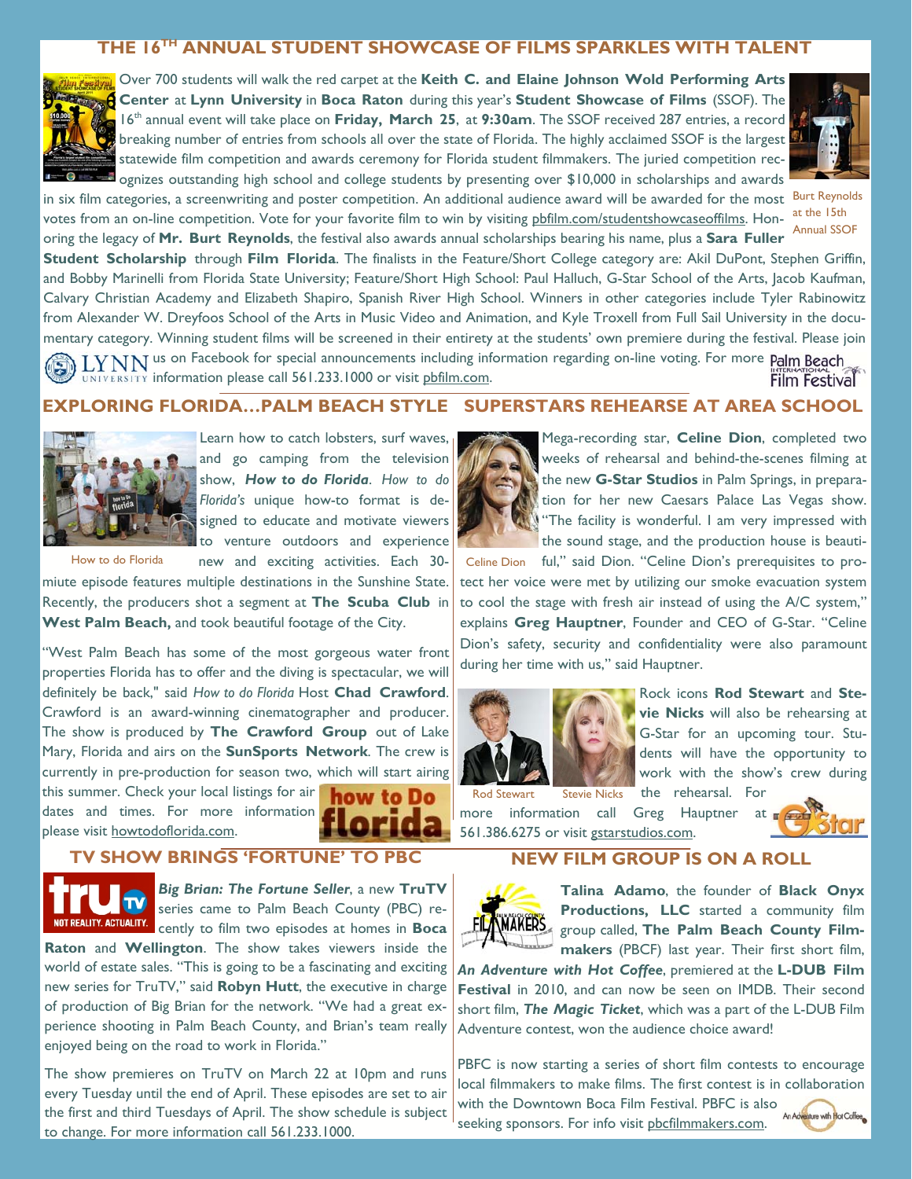## THE 16TH ANNUAL STUDENT SHOWCASE OF FILMS SPARKLES WITH TALENT

Over 700 students will walk the red carpet at the **Keith C. and Elaine Johnson Wold Performing Arts Center** at **Lynn University** in **Boca Raton** during this year's **Student Showcase of Films** (SSOF). The 16th annual event will take place on **Friday, March 25**, at **9:30am**. The SSOF received 287 entries, a record breaking number of entries from schools all over the state of Florida. The highly acclaimed SSOF is the largest statewide film competition and awards ceremony for Florida student filmmakers. The juried competition recognizes outstanding high school and college students by presenting over $10,000 in scholarships and awards in six film categories, a screenwriting and poster competition. An additional audience award will be awarded for the most votes from an on-line competition. Vote for your favorite film to win by visiting pbfilm.com/studentshowcaseoffilms. Honoring the legacy of **Mr. Burt Reynolds**, the festival also awards annual scholarships bearing his name, plus a **Sara Fuller Student Scholarship** through **Film Florida**. The finalists in the Feature/Short College category are: Akil DuPont, Stephen Griffin, and Bobby Marinelli from Florida State University; Feature/Short High School: Paul Halluch, G-Star School of the Arts, Jacob Kaufman, Calvary Christian Academy and Elizabeth Shapiro, Spanish River High School. Winners in other categories include Tyler Rabinowitz from Alexander W. Dreyfoos School of the Arts in Music Video and Animation, and Kyle Troxell from Full Sail University in the documentary category. Winning student films will be screened in their entirety at the students' own premiere during the festival. Please join us on Facebook for special announcements including information regarding on-line voting. For more information please call 561.233.1000 or visit pbfilm.com.

Burt Reynolds at the 15th Annual SSOF

## EXPLORING FLORIDA…PALM BEACH STYLE

Learn how to catch lobsters, surf waves, and go camping from the television show, ***How to do Florida***. *How to do Florida's* unique how-to format is designed to educate and motivate viewers to venture outdoors and experience new and exciting activities. Each 30-miute episode features multiple destinations in the Sunshine State. Recently, the producers shot a segment at **The Scuba Club** in **West Palm Beach,** and took beautiful footage of the City.

How to do Florida

"West Palm Beach has some of the most gorgeous water front properties Florida has to offer and the diving is spectacular, we will definitely be back," said *How to do Florida* Host **Chad Crawford**. Crawford is an award-winning cinematographer and producer. The show is produced by **The Crawford Group** out of Lake Mary, Florida and airs on the **SunSports Network**. The crew is currently in pre-production for season two, which will start airing this summer. Check your local listings for air dates and times. For more information please visit howtodoflorida.com.

## SUPERSTARS REHEARSE AT AREA SCHOOL

Mega-recording star, **Celine Dion**, completed two weeks of rehearsal and behind-the-scenes filming at the new **G-Star Studios** in Palm Springs, in preparation for her new Caesars Palace Las Vegas show. "The facility is wonderful. I am very impressed with the sound stage, and the production house is beautiful," said Dion. "Celine Dion's prerequisites to protect her voice were met by utilizing our smoke evacuation system to cool the stage with fresh air instead of using the A/C system," explains **Greg Hauptner**, Founder and CEO of G-Star. "Celine Dion's safety, security and confidentiality were also paramount during her time with us," said Hauptner.

Celine Dion

Rock icons **Rod Stewart** and **Stevie Nicks** will also be rehearsing at G-Star for an upcoming tour. Students will have the opportunity to work with the show's crew during the rehearsal. For more information call Greg Hauptner at 561.386.6275 or visit gstarstudios.com.

Rod Stewart   Stevie Nicks

## TV SHOW BRINGS 'FORTUNE' TO PBC

***Big Brian: The Fortune Seller***, a new **TruTV** series came to Palm Beach County (PBC) recently to film two episodes at homes in **Boca Raton** and **Wellington**. The show takes viewers inside the world of estate sales. "This is going to be a fascinating and exciting new series for TruTV," said **Robyn Hutt**, the executive in charge of production of Big Brian for the network. "We had a great experience shooting in Palm Beach County, and Brian's team really enjoyed being on the road to work in Florida."

The show premieres on TruTV on March 22 at 10pm and runs every Tuesday until the end of April. These episodes are set to air the first and third Tuesdays of April. The show schedule is subject to change. For more information call 561.233.1000.

## NEW FILM GROUP IS ON A ROLL

**Talina Adamo**, the founder of **Black Onyx Productions, LLC** started a community film group called, **The Palm Beach County Filmmakers** (PBCF) last year. Their first short film, ***An Adventure with Hot Coffee***, premiered at the **L-DUB Film Festival** in 2010, and can now be seen on IMDB. Their second short film, ***The Magic Ticket***, which was a part of the L-DUB Film Adventure contest, won the audience choice award!

PBFC is now starting a series of short film contests to encourage local filmmakers to make films. The first contest is in collaboration with the Downtown Boca Film Festival. PBFC is also seeking sponsors. For info visit pbcfilmmakers.com.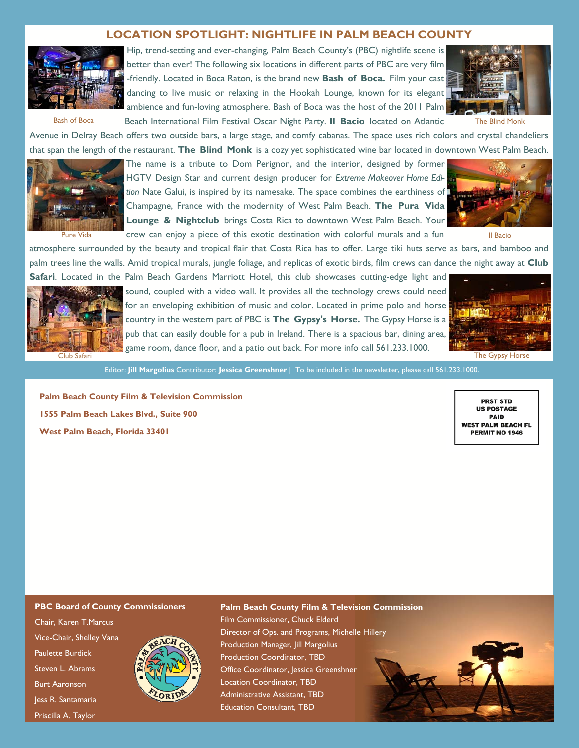## LOCATION SPOTLIGHT: NIGHTLIFE IN PALM BEACH COUNTY

Hip, trend-setting and ever-changing, Palm Beach County's (PBC) nightlife scene is better than ever! The following six locations in different parts of PBC are very film-friendly. Located in Boca Raton, is the brand new **Bash of Boca.** Film your cast dancing to live music or relaxing in the Hookah Lounge, known for its elegant ambience and fun-loving atmosphere. Bash of Boca was the host of the 2011 Palm Beach International Film Festival Oscar Night Party. **Il Bacio** located on Atlantic Avenue in Delray Beach offers two outside bars, a large stage, and comfy cabanas. The space uses rich colors and crystal chandeliers that span the length of the restaurant. **The Blind Monk** is a cozy yet sophisticated wine bar located in downtown West Palm Beach. The name is a tribute to Dom Perignon, and the interior, designed by former HGTV Design Star and current design producer for *Extreme Makeover Home Edition* Nate Galui, is inspired by its namesake. The space combines the earthiness of Champagne, France with the modernity of West Palm Beach. **The Pura Vida Lounge & Nightclub** brings Costa Rica to downtown West Palm Beach. Your crew can enjoy a piece of this exotic destination with colorful murals and a fun atmosphere surrounded by the beauty and tropical flair that Costa Rica has to offer. Large tiki huts serve as bars, and bamboo and palm trees line the walls. Amid tropical murals, jungle foliage, and replicas of exotic birds, film crews can dance the night away at **Club Safari**. Located in the Palm Beach Gardens Marriott Hotel, this club showcases cutting-edge light and sound, coupled with a video wall. It provides all the technology crews could need for an enveloping exhibition of music and color. Located in prime polo and horse country in the western part of PBC is **The Gypsy's Horse.** The Gypsy Horse is a pub that can easily double for a pub in Ireland. There is a spacious bar, dining area, game room, dance floor, and a patio out back. For more info call 561.233.1000.

Bash of Boca

The Blind Monk

Pure Vida

Il Bacio

Club Safari

The Gypsy Horse

Editor: **Jill Margolius** Contributor: **Jessica Greenshner** | To be included in the newsletter, please call 561.233.1000.

**Palm Beach County Film & Television Commission**

**1555 Palm Beach Lakes Blvd., Suite 900**

**West Palm Beach, Florida 33401**

PRST STD
US POSTAGE
PAID
WEST PALM BEACH FL
PERMIT NO 1946

**PBC Board of County Commissioners**

Chair, Karen T.Marcus
Vice-Chair, Shelley Vana
Paulette Burdick
Steven L. Abrams
Burt Aaronson
Jess R. Santamaria
Priscilla A. Taylor

**Palm Beach County Film & Television Commission**

Film Commissioner, Chuck Elderd
Director of Ops. and Programs, Michelle Hillery
Production Manager, Jill Margolius
Production Coordinator, TBD
Office Coordinator, Jessica Greenshner
Location Coordinator, TBD
Administrative Assistant, TBD
Education Consultant, TBD